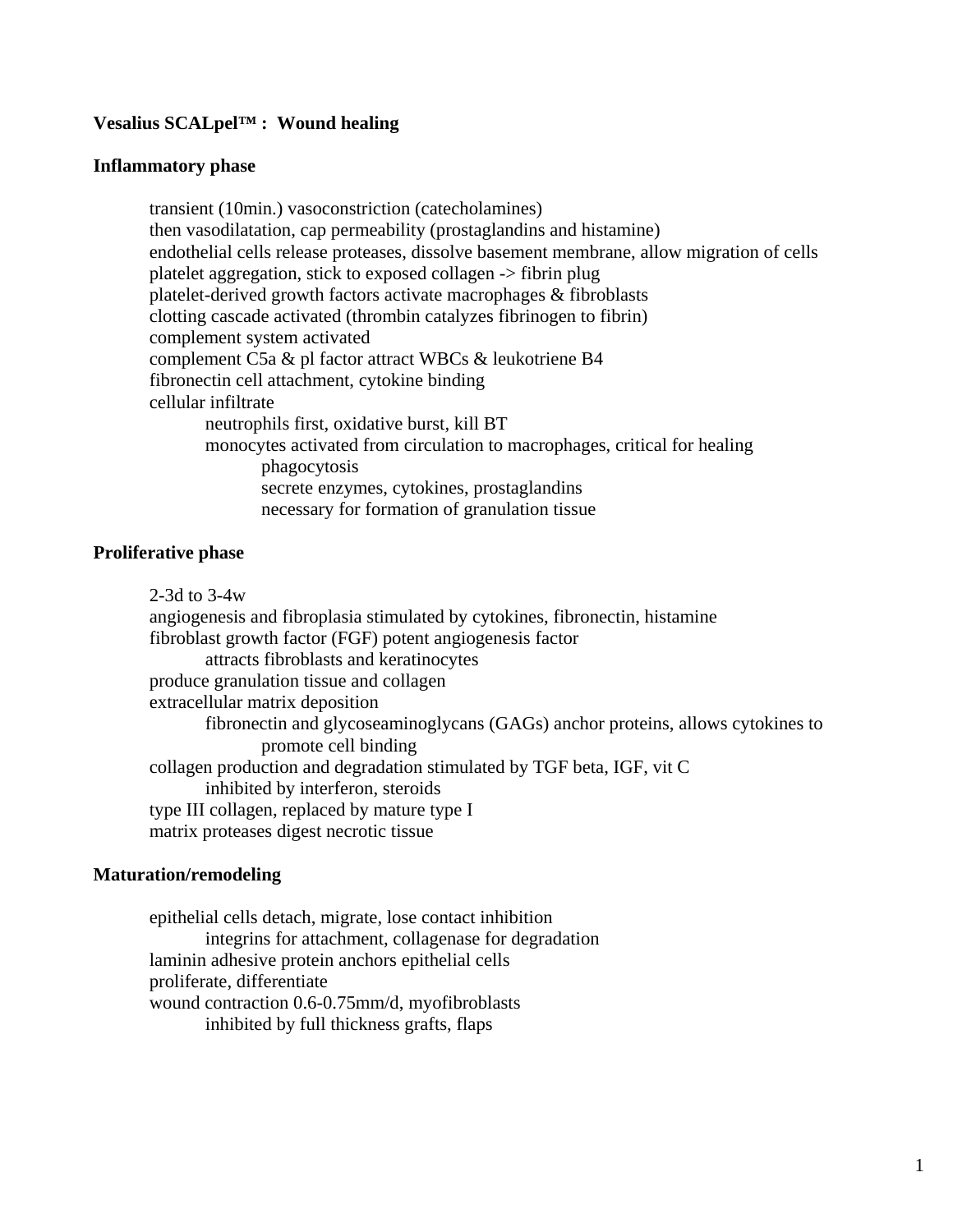**Vesalius SCALpel™ : Wound healing**

**Inflammatory phase**

- transient (10min.) vasoconstriction (catecholamines)
- then vasodilatation, cap permeability (prostaglandins and histamine)
- endothelial cells release proteases, dissolve basement membrane, allow migration of cells
- platelet aggregation, stick to exposed collagen -> fibrin plug
- platelet-derived growth factors activate macrophages & fibroblasts
- clotting cascade activated (thrombin catalyzes fibrinogen to fibrin)
- complement system activated
- complement C5a & pl factor attract WBCs & leukotriene B4
- fibronectin cell attachment, cytokine binding
- cellular infiltrate
  - neutrophils first, oxidative burst, kill BT
  - monocytes activated from circulation to macrophages, critical for healing
    - phagocytosis
    - secrete enzymes, cytokines, prostaglandins
    - necessary for formation of granulation tissue

**Proliferative phase**

- 2-3d to 3-4w
- angiogenesis and fibroplasia stimulated by cytokines, fibronectin, histamine
- fibroblast growth factor (FGF) potent angiogenesis factor
  - attracts fibroblasts and keratinocytes
- produce granulation tissue and collagen
- extracellular matrix deposition
  - fibronectin and glycoseaminoglycans (GAGs) anchor proteins, allows cytokines to promote cell binding
- collagen production and degradation stimulated by TGF beta, IGF, vit C
  - inhibited by interferon, steroids
- type III collagen, replaced by mature type I
- matrix proteases digest necrotic tissue

**Maturation/remodeling**

- epithelial cells detach, migrate, lose contact inhibition
  - integrins for attachment, collagenase for degradation
- laminin adhesive protein anchors epithelial cells
- proliferate, differentiate
- wound contraction 0.6-0.75mm/d, myofibroblasts
  - inhibited by full thickness grafts, flaps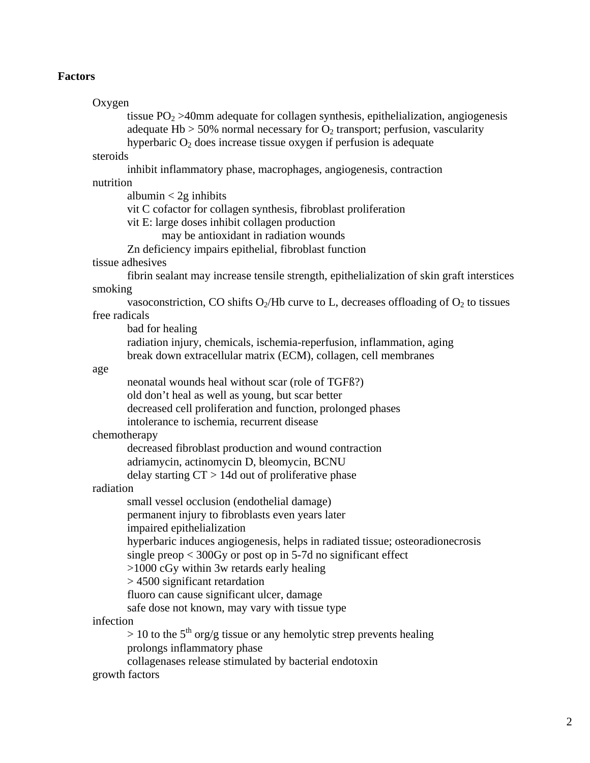**Factors**

- Oxygen
  - tissue $PO_2$ >40mm adequate for collagen synthesis, epithelialization, angiogenesis
  - adequate Hb > 50% normal necessary for $O_2$ transport; perfusion, vascularity
  - hyperbaric $O_2$ does increase tissue oxygen if perfusion is adequate
- steroids
  - inhibit inflammatory phase, macrophages, angiogenesis, contraction
- nutrition
  - albumin < 2g inhibits
  - vit C cofactor for collagen synthesis, fibroblast proliferation
  - vit E: large doses inhibit collagen production
    - may be antioxidant in radiation wounds
  - Zn deficiency impairs epithelial, fibroblast function
- tissue adhesives
  - fibrin sealant may increase tensile strength, epithelialization of skin graft interstices
- smoking
  - vasoconstriction, CO shifts $O_2$/Hb curve to L, decreases offloading of $O_2$ to tissues
- free radicals
  - bad for healing
  - radiation injury, chemicals, ischemia-reperfusion, inflammation, aging
  - break down extracellular matrix (ECM), collagen, cell membranes
- age
  - neonatal wounds heal without scar (role of TGFß?)
  - old don't heal as well as young, but scar better
  - decreased cell proliferation and function, prolonged phases
  - intolerance to ischemia, recurrent disease
- chemotherapy
  - decreased fibroblast production and wound contraction
  - adriamycin, actinomycin D, bleomycin, BCNU
  - delay starting CT > 14d out of proliferative phase
- radiation
  - small vessel occlusion (endothelial damage)
  - permanent injury to fibroblasts even years later
  - impaired epithelialization
  - hyperbaric induces angiogenesis, helps in radiated tissue; osteoradionecrosis
  - single preop < 300Gy or post op in 5-7d no significant effect
  - >1000 cGy within 3w retards early healing
  - > 4500 significant retardation
  - fluoro can cause significant ulcer, damage
  - safe dose not known, may vary with tissue type
- infection
  - > 10 to the $5^{th}$ org/g tissue or any hemolytic strep prevents healing
  - prolongs inflammatory phase
  - collagenases release stimulated by bacterial endotoxin
- growth factors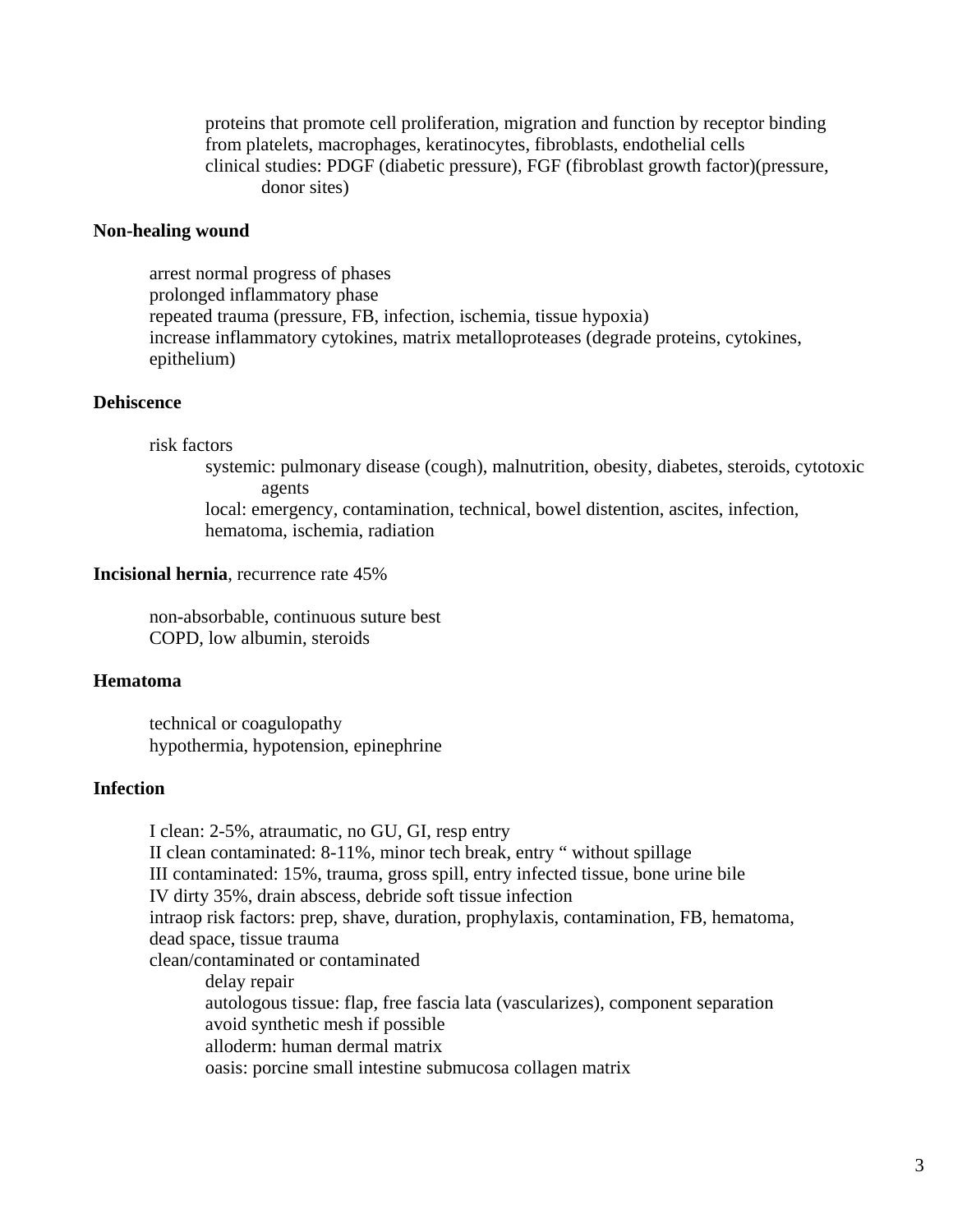- proteins that promote cell proliferation, migration and function by receptor binding
- from platelets, macrophages, keratinocytes, fibroblasts, endothelial cells
- clinical studies: PDGF (diabetic pressure), FGF (fibroblast growth factor)(pressure, donor sites)

**Non-healing wound**

- arrest normal progress of phases
- prolonged inflammatory phase
- repeated trauma (pressure, FB, infection, ischemia, tissue hypoxia)
- increase inflammatory cytokines, matrix metalloproteases (degrade proteins, cytokines, epithelium)

**Dehiscence**

- risk factors
  - systemic: pulmonary disease (cough), malnutrition, obesity, diabetes, steroids, cytotoxic agents
  - local: emergency, contamination, technical, bowel distention, ascites, infection, hematoma, ischemia, radiation

**Incisional hernia**, recurrence rate 45%

- non-absorbable, continuous suture best
- COPD, low albumin, steroids

**Hematoma**

- technical or coagulopathy
- hypothermia, hypotension, epinephrine

**Infection**

- I clean: 2-5%, atraumatic, no GU, GI, resp entry
- II clean contaminated: 8-11%, minor tech break, entry " without spillage
- III contaminated: 15%, trauma, gross spill, entry infected tissue, bone urine bile
- IV dirty 35%, drain abscess, debride soft tissue infection
- intraop risk factors: prep, shave, duration, prophylaxis, contamination, FB, hematoma, dead space, tissue trauma
- clean/contaminated or contaminated
  - delay repair
  - autologous tissue: flap, free fascia lata (vascularizes), component separation
  - avoid synthetic mesh if possible
  - alloderm: human dermal matrix
  - oasis: porcine small intestine submucosa collagen matrix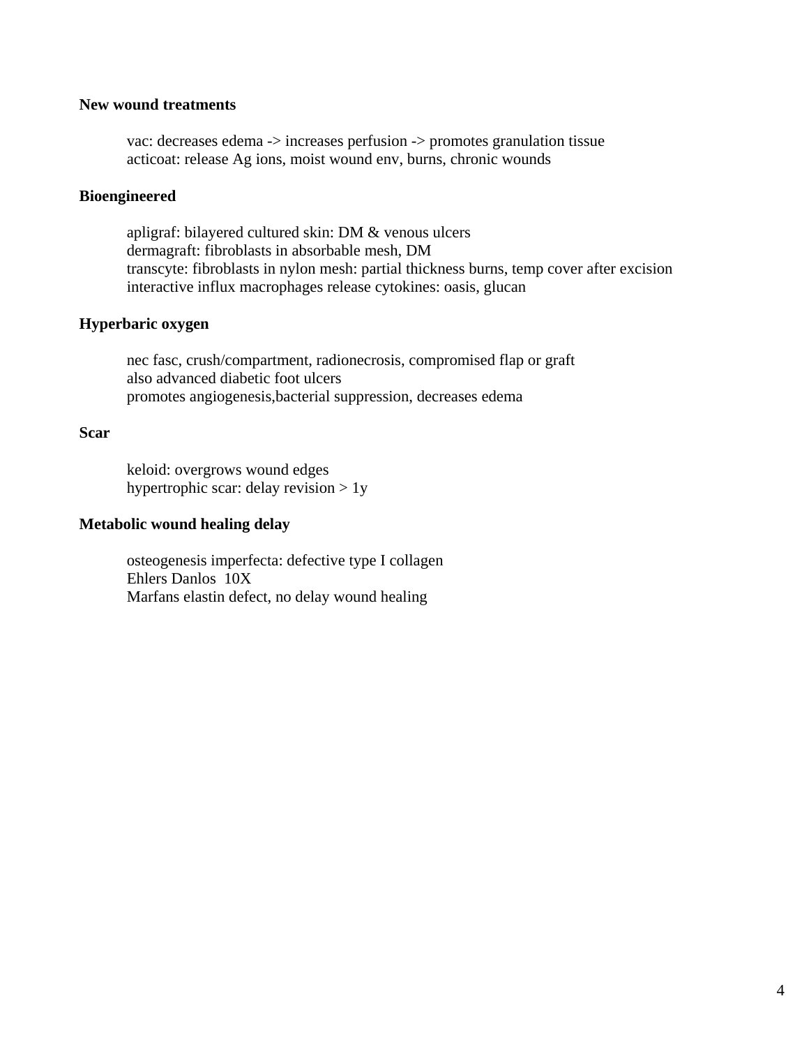**New wound treatments**

vac: decreases edema -> increases perfusion -> promotes granulation tissue
acticoat: release Ag ions, moist wound env, burns, chronic wounds

**Bioengineered**

apligraf: bilayered cultured skin: DM & venous ulcers
dermagraft: fibroblasts in absorbable mesh, DM
transcyte: fibroblasts in nylon mesh: partial thickness burns, temp cover after excision
interactive influx macrophages release cytokines: oasis, glucan

**Hyperbaric oxygen**

nec fasc, crush/compartment, radionecrosis, compromised flap or graft
also advanced diabetic foot ulcers
promotes angiogenesis,bacterial suppression, decreases edema

**Scar**

keloid: overgrows wound edges
hypertrophic scar: delay revision > 1y

**Metabolic wound healing delay**

osteogenesis imperfecta: defective type I collagen
Ehlers Danlos 10X
Marfans elastin defect, no delay wound healing